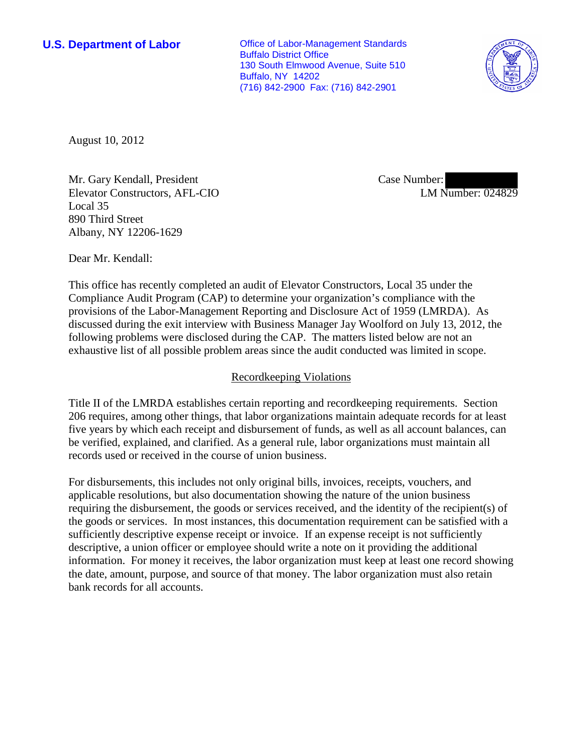**U.S. Department of Labor**

Office of Labor-Management Standards
Buffalo District Office
130 South Elmwood Avenue, Suite 510
Buffalo, NY 14202
(716) 842-2900 Fax: (716) 842-2901

August 10, 2012

Mr. Gary Kendall, President
Elevator Constructors, AFL-CIO
Local 35
890 Third Street
Albany, NY 12206-1629

Case Number: 
LM Number: 024829

Dear Mr. Kendall:

This office has recently completed an audit of Elevator Constructors, Local 35 under the Compliance Audit Program (CAP) to determine your organization's compliance with the provisions of the Labor-Management Reporting and Disclosure Act of 1959 (LMRDA). As discussed during the exit interview with Business Manager Jay Woolford on July 13, 2012, the following problems were disclosed during the CAP. The matters listed below are not an exhaustive list of all possible problem areas since the audit conducted was limited in scope.

## Recordkeeping Violations

Title II of the LMRDA establishes certain reporting and recordkeeping requirements. Section 206 requires, among other things, that labor organizations maintain adequate records for at least five years by which each receipt and disbursement of funds, as well as all account balances, can be verified, explained, and clarified. As a general rule, labor organizations must maintain all records used or received in the course of union business.

For disbursements, this includes not only original bills, invoices, receipts, vouchers, and applicable resolutions, but also documentation showing the nature of the union business requiring the disbursement, the goods or services received, and the identity of the recipient(s) of the goods or services. In most instances, this documentation requirement can be satisfied with a sufficiently descriptive expense receipt or invoice. If an expense receipt is not sufficiently descriptive, a union officer or employee should write a note on it providing the additional information. For money it receives, the labor organization must keep at least one record showing the date, amount, purpose, and source of that money. The labor organization must also retain bank records for all accounts.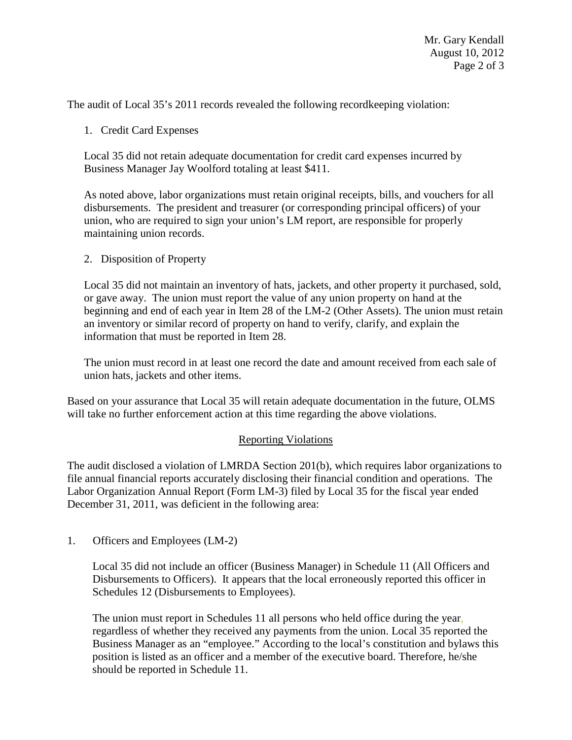The audit of Local 35's 2011 records revealed the following recordkeeping violation:

1. Credit Card Expenses

   Local 35 did not retain adequate documentation for credit card expenses incurred by Business Manager Jay Woolford totaling at least $411.

   As noted above, labor organizations must retain original receipts, bills, and vouchers for all disbursements. The president and treasurer (or corresponding principal officers) of your union, who are required to sign your union's LM report, are responsible for properly maintaining union records.

2. Disposition of Property

   Local 35 did not maintain an inventory of hats, jackets, and other property it purchased, sold, or gave away. The union must report the value of any union property on hand at the beginning and end of each year in Item 28 of the LM-2 (Other Assets). The union must retain an inventory or similar record of property on hand to verify, clarify, and explain the information that must be reported in Item 28.

   The union must record in at least one record the date and amount received from each sale of union hats, jackets and other items.

Based on your assurance that Local 35 will retain adequate documentation in the future, OLMS will take no further enforcement action at this time regarding the above violations.

## Reporting Violations

The audit disclosed a violation of LMRDA Section 201(b), which requires labor organizations to file annual financial reports accurately disclosing their financial condition and operations. The Labor Organization Annual Report (Form LM-3) filed by Local 35 for the fiscal year ended December 31, 2011, was deficient in the following area:

1. Officers and Employees (LM-2)

   Local 35 did not include an officer (Business Manager) in Schedule 11 (All Officers and Disbursements to Officers). It appears that the local erroneously reported this officer in Schedules 12 (Disbursements to Employees).

   The union must report in Schedules 11 all persons who held office during the year, regardless of whether they received any payments from the union. Local 35 reported the Business Manager as an "employee." According to the local's constitution and bylaws this position is listed as an officer and a member of the executive board. Therefore, he/she should be reported in Schedule 11.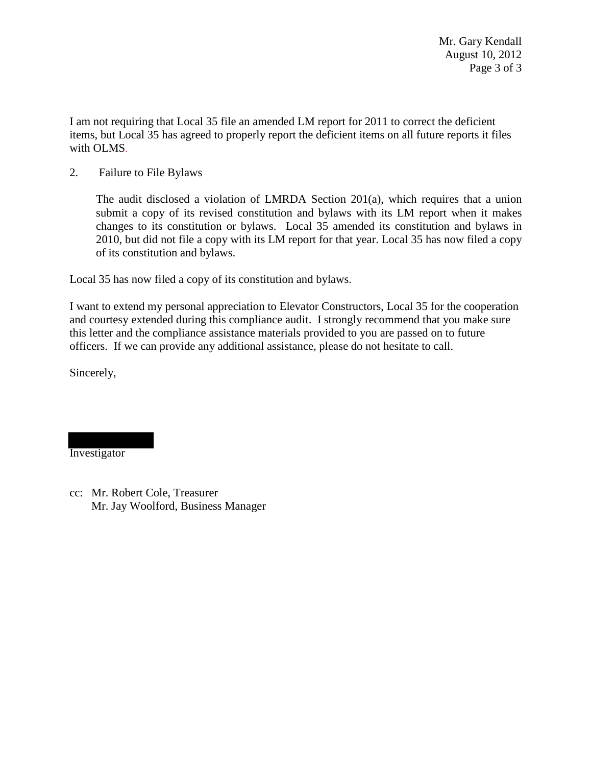I am not requiring that Local 35 file an amended LM report for 2011 to correct the deficient items, but Local 35 has agreed to properly report the deficient items on all future reports it files with OLMS.

2. Failure to File Bylaws

   The audit disclosed a violation of LMRDA Section 201(a), which requires that a union submit a copy of its revised constitution and bylaws with its LM report when it makes changes to its constitution or bylaws. Local 35 amended its constitution and bylaws in 2010, but did not file a copy with its LM report for that year. Local 35 has now filed a copy of its constitution and bylaws.

Local 35 has now filed a copy of its constitution and bylaws.

I want to extend my personal appreciation to Elevator Constructors, Local 35 for the cooperation and courtesy extended during this compliance audit. I strongly recommend that you make sure this letter and the compliance assistance materials provided to you are passed on to future officers. If we can provide any additional assistance, please do not hesitate to call.

Sincerely,

Investigator

cc: Mr. Robert Cole, Treasurer
    Mr. Jay Woolford, Business Manager